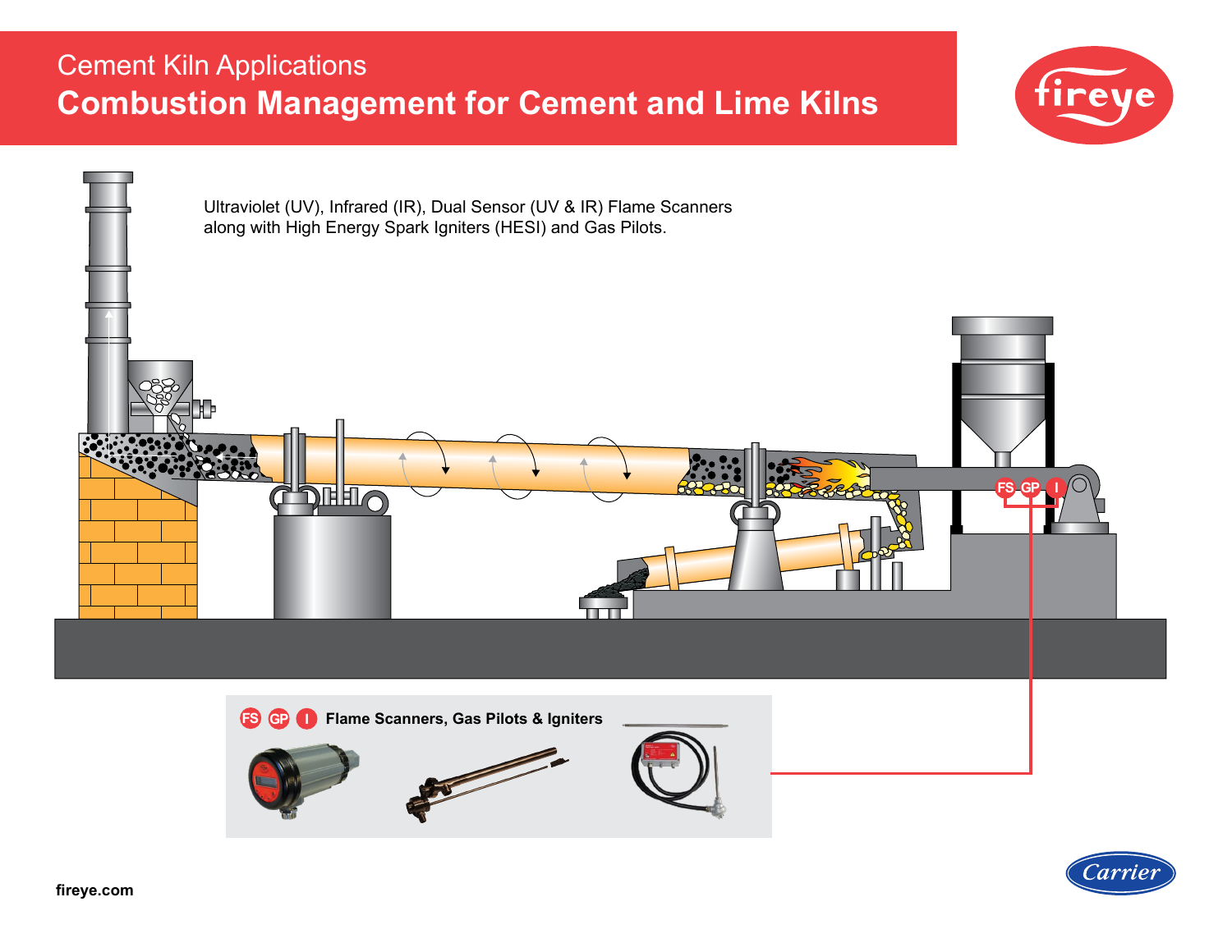Cement Kiln Applications

# Combustion Management for Cement and Lime Kilns

fireye

Ultraviolet (UV), Infrared (IR), Dual Sensor (UV & IR) Flame Scanners along with High Energy Spark Igniters (HESI) and Gas Pilots.

FS GP I

FS GP I **Flame Scanners, Gas Pilots & Igniters**

fireye.com

Carrier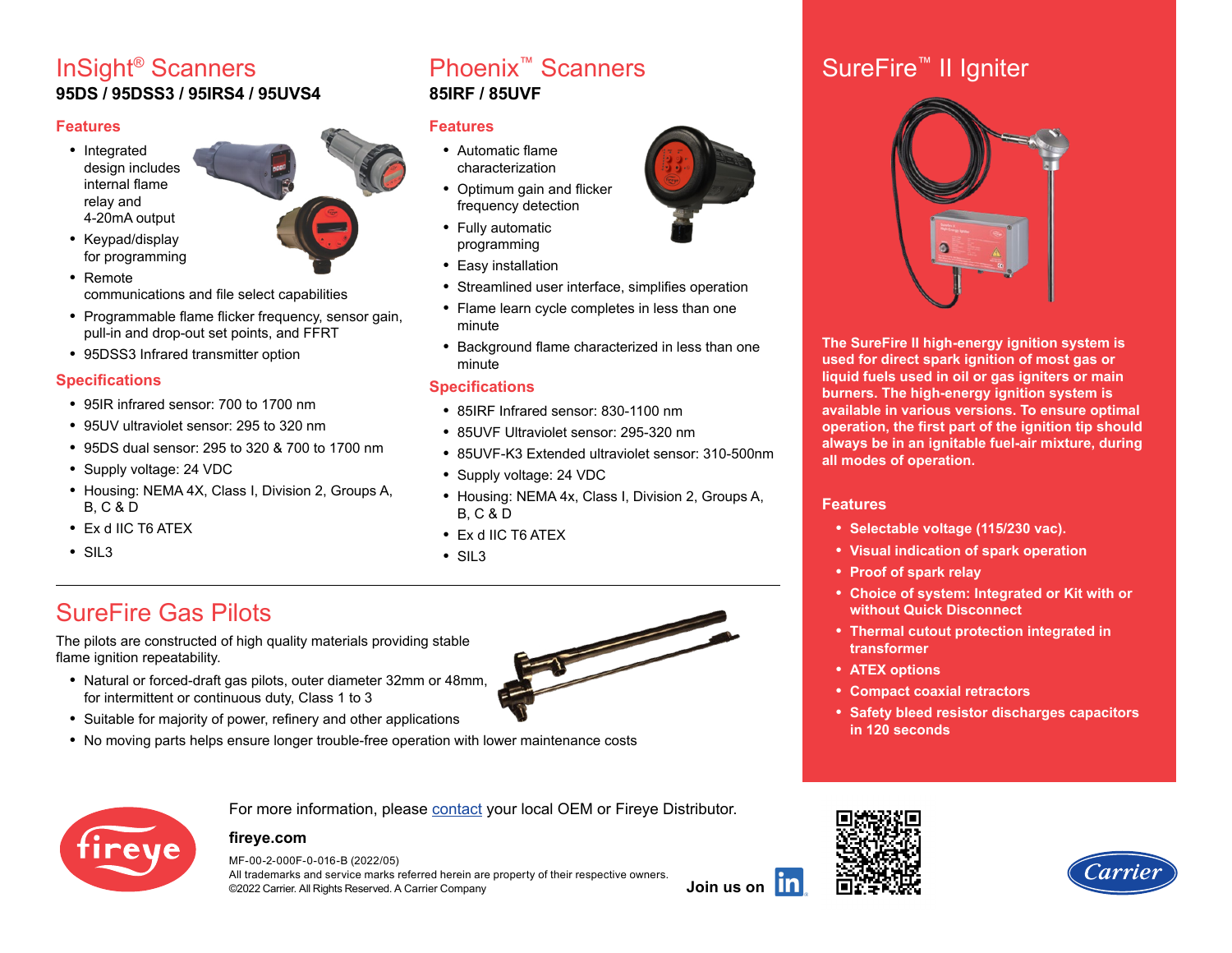## InSight® Scanners

**95DS / 95DSS3 / 95IRS4 / 95UVS4**

### Features

- Integrated design includes internal flame relay and 4-20mA output
- Keypad/display for programming
- Remote communications and file select capabilities
- Programmable flame flicker frequency, sensor gain, pull-in and drop-out set points, and FFRT
- 95DSS3 Infrared transmitter option

### Specifications

- 95IR infrared sensor: 700 to 1700 nm
- 95UV ultraviolet sensor: 295 to 320 nm
- 95DS dual sensor: 295 to 320 & 700 to 1700 nm
- Supply voltage: 24 VDC
- Housing: NEMA 4X, Class I, Division 2, Groups A, B, C & D
- Ex d IIC T6 ATEX
- SIL3

## Phoenix™ Scanners

**85IRF / 85UVF**

### Features

- Automatic flame characterization
- Optimum gain and flicker frequency detection
- Fully automatic programming
- Easy installation
- Streamlined user interface, simplifies operation
- Flame learn cycle completes in less than one minute
- Background flame characterized in less than one minute

### Specifications

- 85IRF Infrared sensor: 830-1100 nm
- 85UVF Ultraviolet sensor: 295-320 nm
- 85UVF-K3 Extended ultraviolet sensor: 310-500nm
- Supply voltage: 24 VDC
- Housing: NEMA 4x, Class I, Division 2, Groups A, B, C & D
- Ex d IIC T6 ATEX
- SIL3

## SureFire Gas Pilots

The pilots are constructed of high quality materials providing stable flame ignition repeatability.

- Natural or forced-draft gas pilots, outer diameter 32mm or 48mm, for intermittent or continuous duty, Class 1 to 3
- Suitable for majority of power, refinery and other applications
- No moving parts helps ensure longer trouble-free operation with lower maintenance costs

## SureFire™ II Igniter

**The SureFire II high-energy ignition system is used for direct spark ignition of most gas or liquid fuels used in oil or gas igniters or main burners. The high-energy ignition system is available in various versions. To ensure optimal operation, the first part of the ignition tip should always be in an ignitable fuel-air mixture, during all modes of operation.**

### Features

- **Selectable voltage (115/230 vac).**
- **Visual indication of spark operation**
- **Proof of spark relay**
- **Choice of system: Integrated or Kit with or without Quick Disconnect**
- **Thermal cutout protection integrated in transformer**
- **ATEX options**
- **Compact coaxial retractors**
- **Safety bleed resistor discharges capacitors in 120 seconds**

For more information, please contact your local OEM or Fireye Distributor.

**fireye.com**

MF-00-2-000F-0-016-B (2022/05)
All trademarks and service marks referred herein are property of their respective owners.
©2022 Carrier. All Rights Reserved. A Carrier Company

**Join us on**